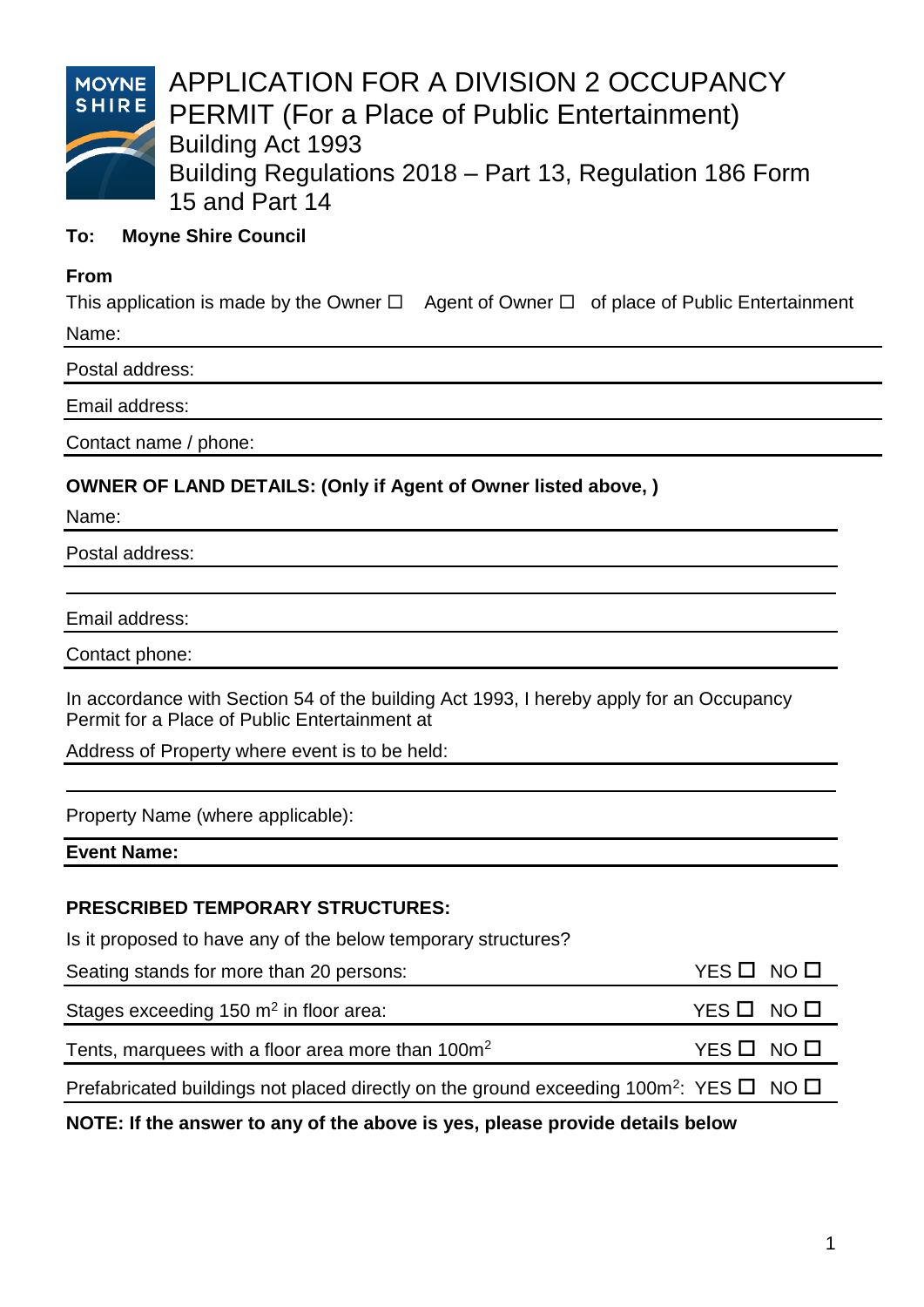# APPLICATION FOR A DIVISION 2 OCCUPANCY PERMIT (For a Place of Public Entertainment)

Building Act 1993

Building Regulations 2018 – Part 13, Regulation 186 Form 15 and Part 14

**To: Moyne Shire Council**

**From**

This application is made by the Owner ☐ Agent of Owner ☐ of place of Public Entertainment

Name:

Postal address:

Email address:

Contact name / phone:

**OWNER OF LAND DETAILS: (Only if Agent of Owner listed above, )**

Name:

Postal address:

Email address:

Contact phone:

In accordance with Section 54 of the building Act 1993, I hereby apply for an Occupancy Permit for a Place of Public Entertainment at

Address of Property where event is to be held:

Property Name (where applicable):

**Event Name:**

**PRESCRIBED TEMPORARY STRUCTURES:**

Is it proposed to have any of the below temporary structures?

| | |
|---|---|
| Seating stands for more than 20 persons: | YES ☐ NO ☐ |
| Stages exceeding 150 $m^2$ in floor area: | YES ☐ NO ☐ |
| Tents, marquees with a floor area more than $100m^2$ | YES ☐ NO ☐ |
| Prefabricated buildings not placed directly on the ground exceeding $100m^2$: | YES ☐ NO ☐ |

**NOTE: If the answer to any of the above is yes, please provide details below**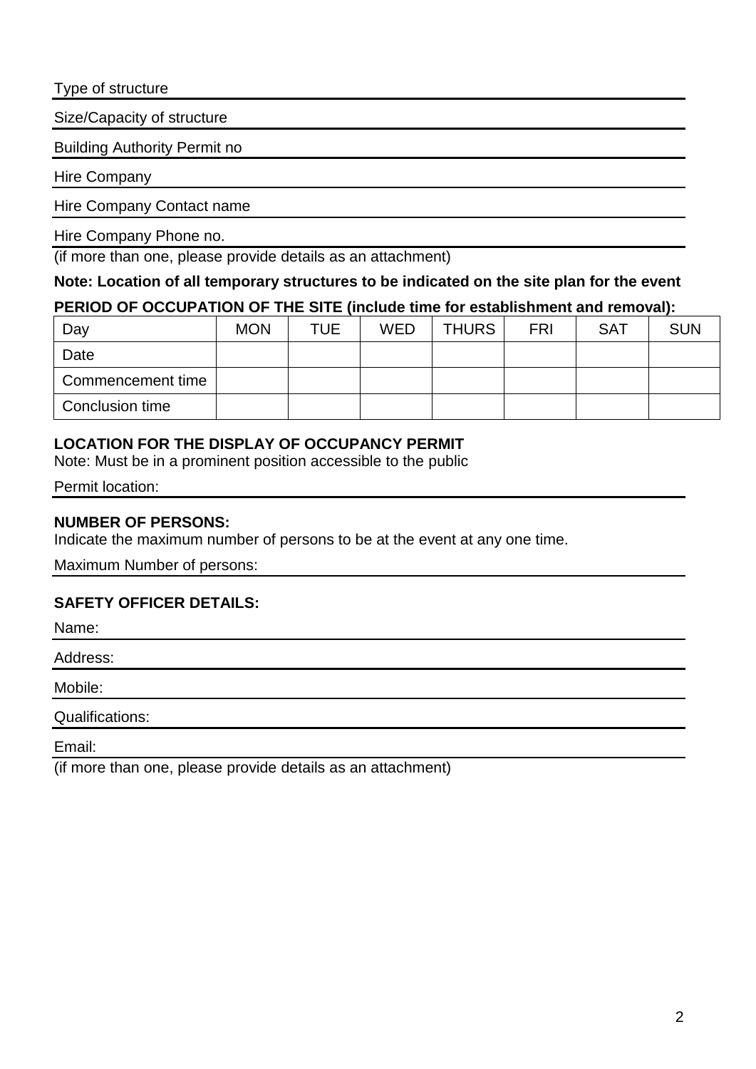Type of structure

Size/Capacity of structure

Building Authority Permit no

Hire Company

Hire Company Contact name

Hire Company Phone no.

(if more than one, please provide details as an attachment)

**Note: Location of all temporary structures to be indicated on the site plan for the event**

**PERIOD OF OCCUPATION OF THE SITE (include time for establishment and removal):**

| Day | MON | TUE | WED | THURS | FRI | SAT | SUN |
|---|---|---|---|---|---|---|---|
| Date | | | | | | | |
| Commencement time | | | | | | | |
| Conclusion time | | | | | | | |

**LOCATION FOR THE DISPLAY OF OCCUPANCY PERMIT**

Note: Must be in a prominent position accessible to the public

Permit location:

**NUMBER OF PERSONS:**

Indicate the maximum number of persons to be at the event at any one time.

Maximum Number of persons:

**SAFETY OFFICER DETAILS:**

Name:

Address:

Mobile:

Qualifications:

Email:

(if more than one, please provide details as an attachment)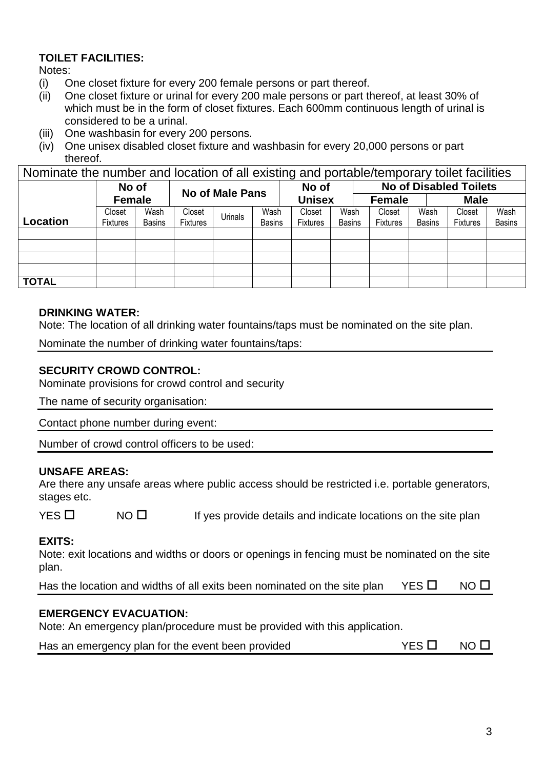**TOILET FACILITIES:**

Notes:

(i) One closet fixture for every 200 female persons or part thereof.

(ii) One closet fixture or urinal for every 200 male persons or part thereof, at least 30% of which must be in the form of closet fixtures. Each 600mm continuous length of urinal is considered to be a urinal.

(iii) One washbasin for every 200 persons.

(iv) One unisex disabled closet fixture and washbasin for every 20,000 persons or part thereof.

| Nominate the number and location of all existing and portable/temporary toilet facilities | | | | | | | | | | | |
|---|---|---|---|---|---|---|---|---|---|---|---|
| | **No of Female** | | **No of Male Pans** | | | **No of Unisex** | | **No of Disabled Toilets** | | | |
| | | | | | | | | **Female** | | **Male** | |
| **Location** | Closet Fixtures | Wash Basins | Closet Fixtures | Urinals | Wash Basins | Closet Fixtures | Wash Basins | Closet Fixtures | Wash Basins | Closet Fixtures | Wash Basins |
| | | | | | | | | | | | |
| | | | | | | | | | | | |
| | | | | | | | | | | | |
| | | | | | | | | | | | |
| **TOTAL** | | | | | | | | | | | |

**DRINKING WATER:**

Note: The location of all drinking water fountains/taps must be nominated on the site plan.

Nominate the number of drinking water fountains/taps:

**SECURITY CROWD CONTROL:**

Nominate provisions for crowd control and security

The name of security organisation:

Contact phone number during event:

Number of crowd control officers to be used:

**UNSAFE AREAS:**

Are there any unsafe areas where public access should be restricted i.e. portable generators, stages etc.

YES ☐ NO ☐ If yes provide details and indicate locations on the site plan

**EXITS:**

Note: exit locations and widths or doors or openings in fencing must be nominated on the site plan.

Has the location and widths of all exits been nominated on the site plan YES ☐ NO ☐

**EMERGENCY EVACUATION:**

Note: An emergency plan/procedure must be provided with this application.

Has an emergency plan for the event been provided YES ☐ NO ☐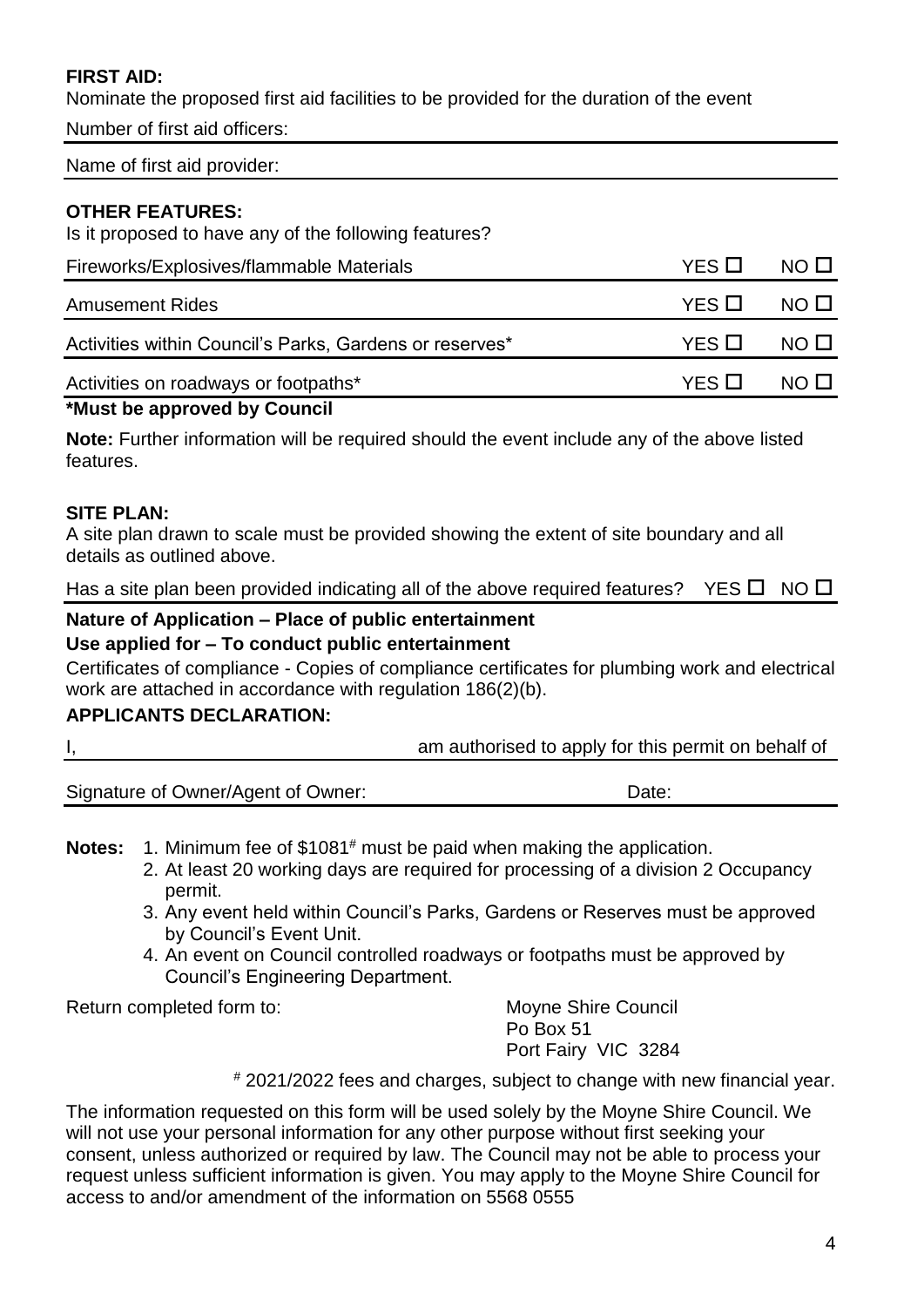**FIRST AID:**

Nominate the proposed first aid facilities to be provided for the duration of the event

Number of first aid officers:

Name of first aid provider:

**OTHER FEATURES:**

Is it proposed to have any of the following features?

| | | |
|---|---|---|
| Fireworks/Explosives/flammable Materials | YES ☐ | NO ☐ |
| Amusement Rides | YES ☐ | NO ☐ |
| Activities within Council's Parks, Gardens or reserves* | YES ☐ | NO ☐ |
| Activities on roadways or footpaths* | YES ☐ | NO ☐ |

**\*Must be approved by Council**

**Note:** Further information will be required should the event include any of the above listed features.

**SITE PLAN:**

A site plan drawn to scale must be provided showing the extent of site boundary and all details as outlined above.

Has a site plan been provided indicating all of the above required features? YES ☐ NO ☐

**Nature of Application – Place of public entertainment**

**Use applied for – To conduct public entertainment**

Certificates of compliance - Copies of compliance certificates for plumbing work and electrical work are attached in accordance with regulation 186(2)(b).

**APPLICANTS DECLARATION:**

I, am authorised to apply for this permit on behalf of

Signature of Owner/Agent of Owner: Date:

**Notes:**
1. Minimum fee of \$1081[#] must be paid when making the application.
2. At least 20 working days are required for processing of a division 2 Occupancy permit.
3. Any event held within Council's Parks, Gardens or Reserves must be approved by Council's Event Unit.
4. An event on Council controlled roadways or footpaths must be approved by Council's Engineering Department.

Return completed form to:

Moyne Shire Council
Po Box 51
Port Fairy VIC 3284

[#] 2021/2022 fees and charges, subject to change with new financial year.

The information requested on this form will be used solely by the Moyne Shire Council. We will not use your personal information for any other purpose without first seeking your consent, unless authorized or required by law. The Council may not be able to process your request unless sufficient information is given. You may apply to the Moyne Shire Council for access to and/or amendment of the information on 5568 0555